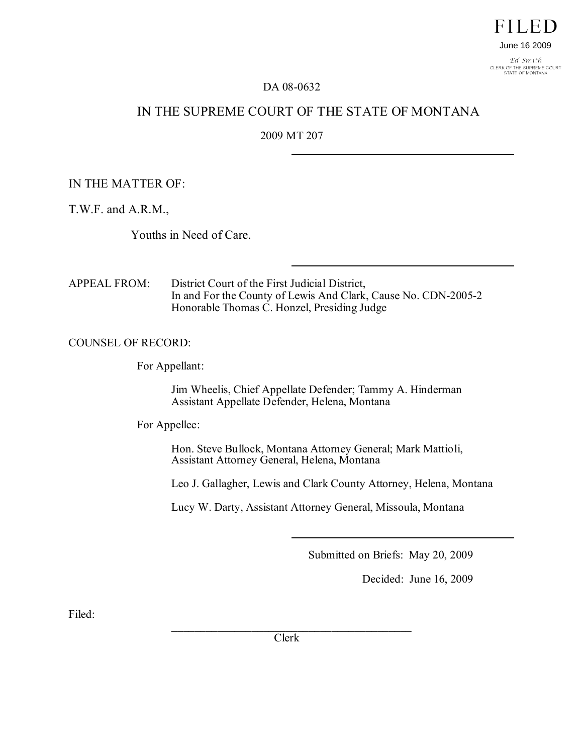FILED

June 16 2009

Ed Smith
CLERK OF THE SUPREME COURT
STATE OF MONTANA

DA 08-0632

# IN THE SUPREME COURT OF THE STATE OF MONTANA

2009 MT 207

---

IN THE MATTER OF:

T.W.F. and A.R.M.,

Youths in Need of Care.

---

APPEAL FROM: District Court of the First Judicial District, In and For the County of Lewis And Clark, Cause No. CDN-2005-2 Honorable Thomas C. Honzel, Presiding Judge

COUNSEL OF RECORD:

For Appellant:

Jim Wheelis, Chief Appellate Defender; Tammy A. Hinderman Assistant Appellate Defender, Helena, Montana

For Appellee:

Hon. Steve Bullock, Montana Attorney General; Mark Mattioli, Assistant Attorney General, Helena, Montana

Leo J. Gallagher, Lewis and Clark County Attorney, Helena, Montana

Lucy W. Darty, Assistant Attorney General, Missoula, Montana

---

Submitted on Briefs: May 20, 2009

Decided: June 16, 2009

Filed:

\_\_\_\_\_\_\_\_\_\_\_\_\_\_\_\_\_\_\_\_\_\_\_\_\_\_\_\_\_\_\_\_\_\_\_\_\_\_\_\_\_\_\_\_\_\_\_\_\_\_

Clerk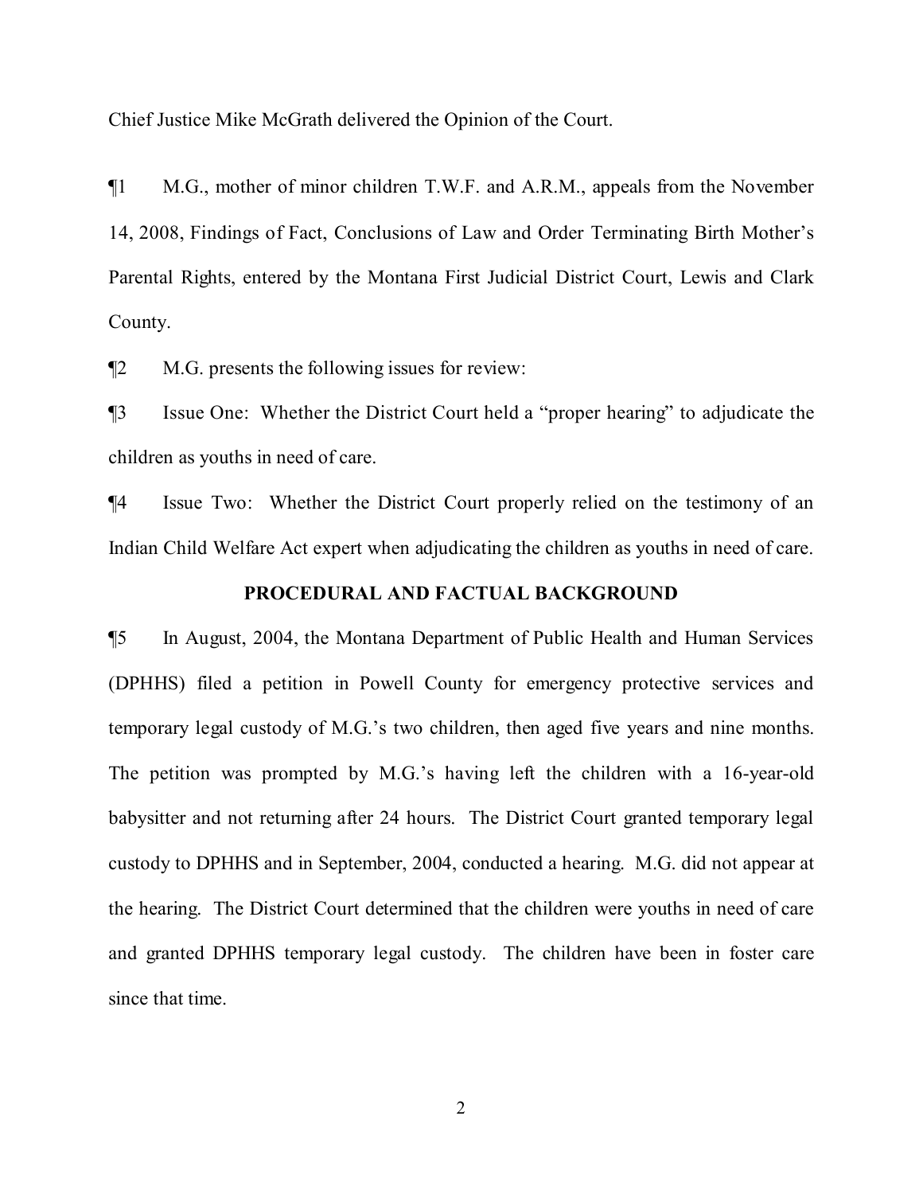Chief Justice Mike McGrath delivered the Opinion of the Court.

¶1 M.G., mother of minor children T.W.F. and A.R.M., appeals from the November 14, 2008, Findings of Fact, Conclusions of Law and Order Terminating Birth Mother's Parental Rights, entered by the Montana First Judicial District Court, Lewis and Clark County.

¶2 M.G. presents the following issues for review:

¶3 Issue One: Whether the District Court held a "proper hearing" to adjudicate the children as youths in need of care.

¶4 Issue Two: Whether the District Court properly relied on the testimony of an Indian Child Welfare Act expert when adjudicating the children as youths in need of care.

## PROCEDURAL AND FACTUAL BACKGROUND

¶5 In August, 2004, the Montana Department of Public Health and Human Services (DPHHS) filed a petition in Powell County for emergency protective services and temporary legal custody of M.G.'s two children, then aged five years and nine months. The petition was prompted by M.G.'s having left the children with a 16-year-old babysitter and not returning after 24 hours. The District Court granted temporary legal custody to DPHHS and in September, 2004, conducted a hearing. M.G. did not appear at the hearing. The District Court determined that the children were youths in need of care and granted DPHHS temporary legal custody. The children have been in foster care since that time.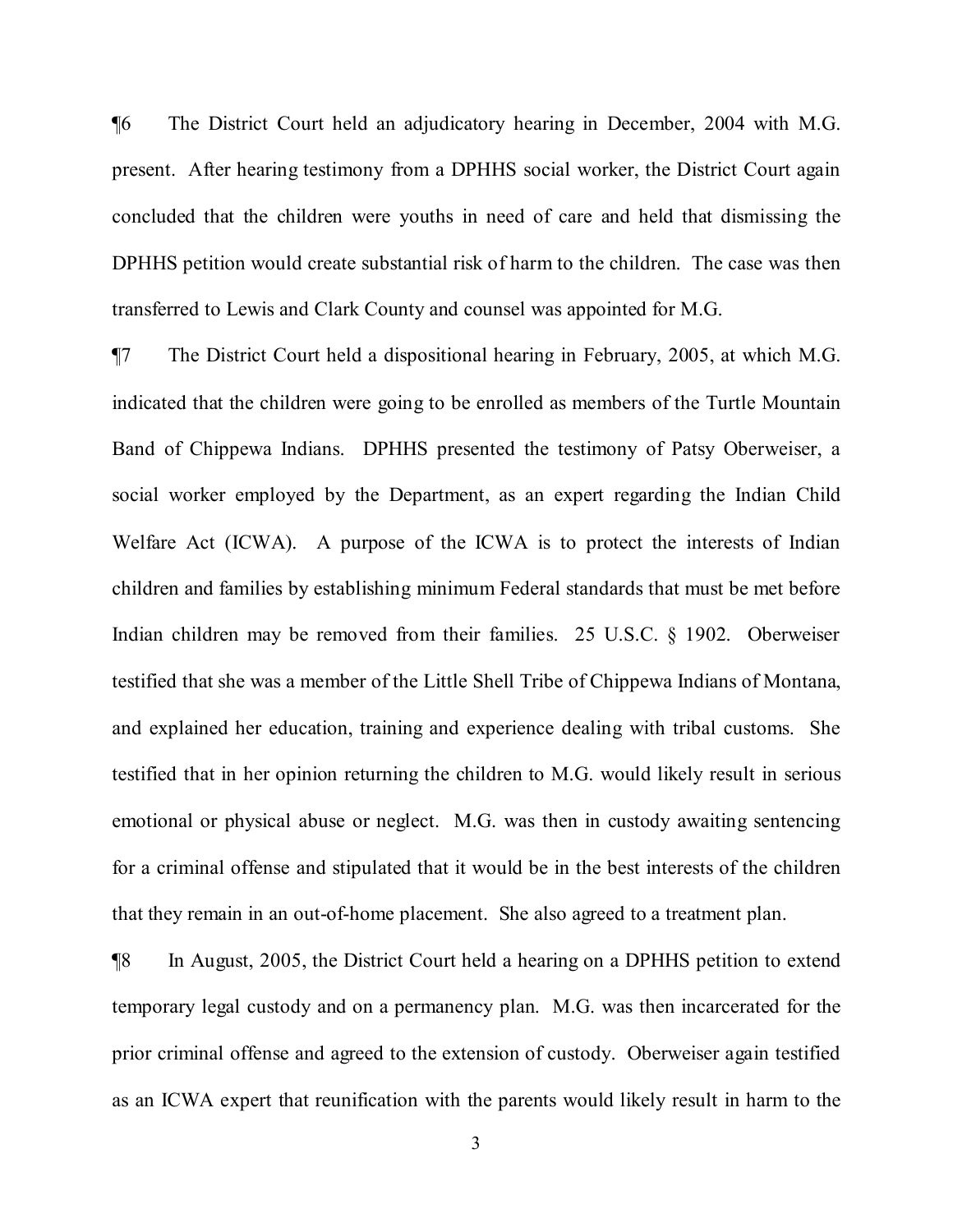¶6 The District Court held an adjudicatory hearing in December, 2004 with M.G. present. After hearing testimony from a DPHHS social worker, the District Court again concluded that the children were youths in need of care and held that dismissing the DPHHS petition would create substantial risk of harm to the children. The case was then transferred to Lewis and Clark County and counsel was appointed for M.G.

¶7 The District Court held a dispositional hearing in February, 2005, at which M.G. indicated that the children were going to be enrolled as members of the Turtle Mountain Band of Chippewa Indians. DPHHS presented the testimony of Patsy Oberweiser, a social worker employed by the Department, as an expert regarding the Indian Child Welfare Act (ICWA). A purpose of the ICWA is to protect the interests of Indian children and families by establishing minimum Federal standards that must be met before Indian children may be removed from their families. 25 U.S.C. § 1902. Oberweiser testified that she was a member of the Little Shell Tribe of Chippewa Indians of Montana, and explained her education, training and experience dealing with tribal customs. She testified that in her opinion returning the children to M.G. would likely result in serious emotional or physical abuse or neglect. M.G. was then in custody awaiting sentencing for a criminal offense and stipulated that it would be in the best interests of the children that they remain in an out-of-home placement. She also agreed to a treatment plan.

¶8 In August, 2005, the District Court held a hearing on a DPHHS petition to extend temporary legal custody and on a permanency plan. M.G. was then incarcerated for the prior criminal offense and agreed to the extension of custody. Oberweiser again testified as an ICWA expert that reunification with the parents would likely result in harm to the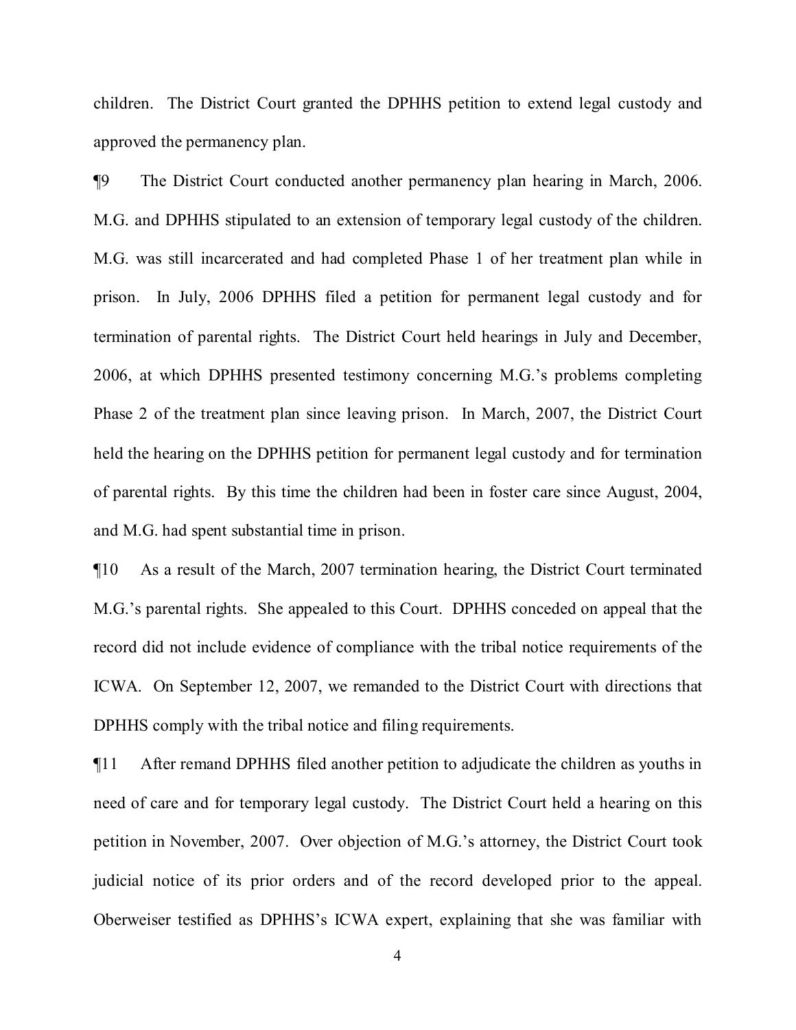children. The District Court granted the DPHHS petition to extend legal custody and approved the permanency plan.

¶9 The District Court conducted another permanency plan hearing in March, 2006. M.G. and DPHHS stipulated to an extension of temporary legal custody of the children. M.G. was still incarcerated and had completed Phase 1 of her treatment plan while in prison. In July, 2006 DPHHS filed a petition for permanent legal custody and for termination of parental rights. The District Court held hearings in July and December, 2006, at which DPHHS presented testimony concerning M.G.'s problems completing Phase 2 of the treatment plan since leaving prison. In March, 2007, the District Court held the hearing on the DPHHS petition for permanent legal custody and for termination of parental rights. By this time the children had been in foster care since August, 2004, and M.G. had spent substantial time in prison.

¶10 As a result of the March, 2007 termination hearing, the District Court terminated M.G.'s parental rights. She appealed to this Court. DPHHS conceded on appeal that the record did not include evidence of compliance with the tribal notice requirements of the ICWA. On September 12, 2007, we remanded to the District Court with directions that DPHHS comply with the tribal notice and filing requirements.

¶11 After remand DPHHS filed another petition to adjudicate the children as youths in need of care and for temporary legal custody. The District Court held a hearing on this petition in November, 2007. Over objection of M.G.'s attorney, the District Court took judicial notice of its prior orders and of the record developed prior to the appeal. Oberweiser testified as DPHHS's ICWA expert, explaining that she was familiar with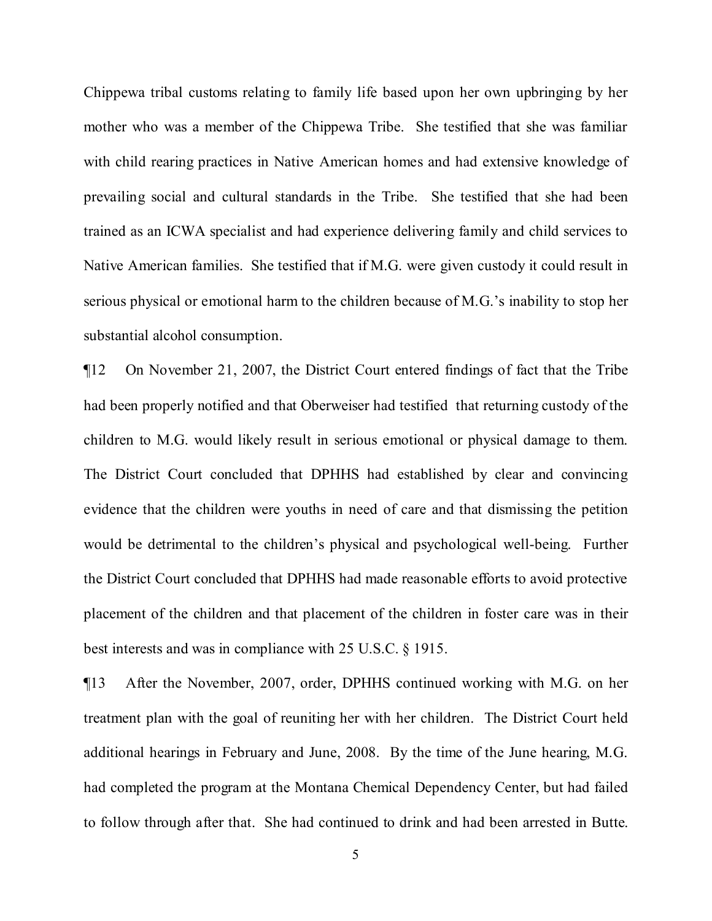Chippewa tribal customs relating to family life based upon her own upbringing by her mother who was a member of the Chippewa Tribe. She testified that she was familiar with child rearing practices in Native American homes and had extensive knowledge of prevailing social and cultural standards in the Tribe. She testified that she had been trained as an ICWA specialist and had experience delivering family and child services to Native American families. She testified that if M.G. were given custody it could result in serious physical or emotional harm to the children because of M.G.'s inability to stop her substantial alcohol consumption.

¶12 On November 21, 2007, the District Court entered findings of fact that the Tribe had been properly notified and that Oberweiser had testified that returning custody of the children to M.G. would likely result in serious emotional or physical damage to them. The District Court concluded that DPHHS had established by clear and convincing evidence that the children were youths in need of care and that dismissing the petition would be detrimental to the children's physical and psychological well-being. Further the District Court concluded that DPHHS had made reasonable efforts to avoid protective placement of the children and that placement of the children in foster care was in their best interests and was in compliance with 25 U.S.C. § 1915.

¶13 After the November, 2007, order, DPHHS continued working with M.G. on her treatment plan with the goal of reuniting her with her children. The District Court held additional hearings in February and June, 2008. By the time of the June hearing, M.G. had completed the program at the Montana Chemical Dependency Center, but had failed to follow through after that. She had continued to drink and had been arrested in Butte.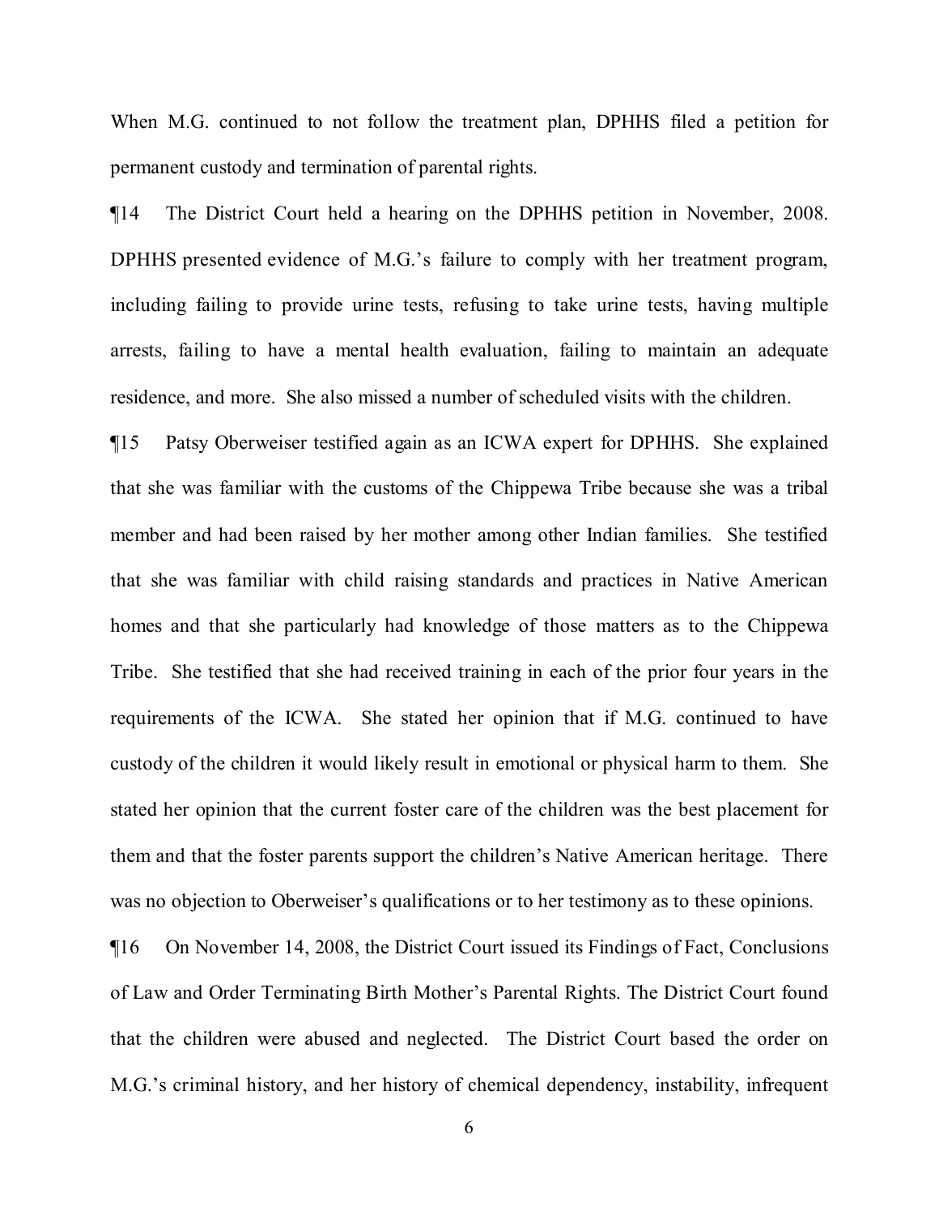When M.G. continued to not follow the treatment plan, DPHHS filed a petition for permanent custody and termination of parental rights.

¶14 The District Court held a hearing on the DPHHS petition in November, 2008. DPHHS presented evidence of M.G.'s failure to comply with her treatment program, including failing to provide urine tests, refusing to take urine tests, having multiple arrests, failing to have a mental health evaluation, failing to maintain an adequate residence, and more. She also missed a number of scheduled visits with the children.

¶15 Patsy Oberweiser testified again as an ICWA expert for DPHHS. She explained that she was familiar with the customs of the Chippewa Tribe because she was a tribal member and had been raised by her mother among other Indian families. She testified that she was familiar with child raising standards and practices in Native American homes and that she particularly had knowledge of those matters as to the Chippewa Tribe. She testified that she had received training in each of the prior four years in the requirements of the ICWA. She stated her opinion that if M.G. continued to have custody of the children it would likely result in emotional or physical harm to them. She stated her opinion that the current foster care of the children was the best placement for them and that the foster parents support the children's Native American heritage. There was no objection to Oberweiser's qualifications or to her testimony as to these opinions.

¶16 On November 14, 2008, the District Court issued its Findings of Fact, Conclusions of Law and Order Terminating Birth Mother's Parental Rights. The District Court found that the children were abused and neglected. The District Court based the order on M.G.'s criminal history, and her history of chemical dependency, instability, infrequent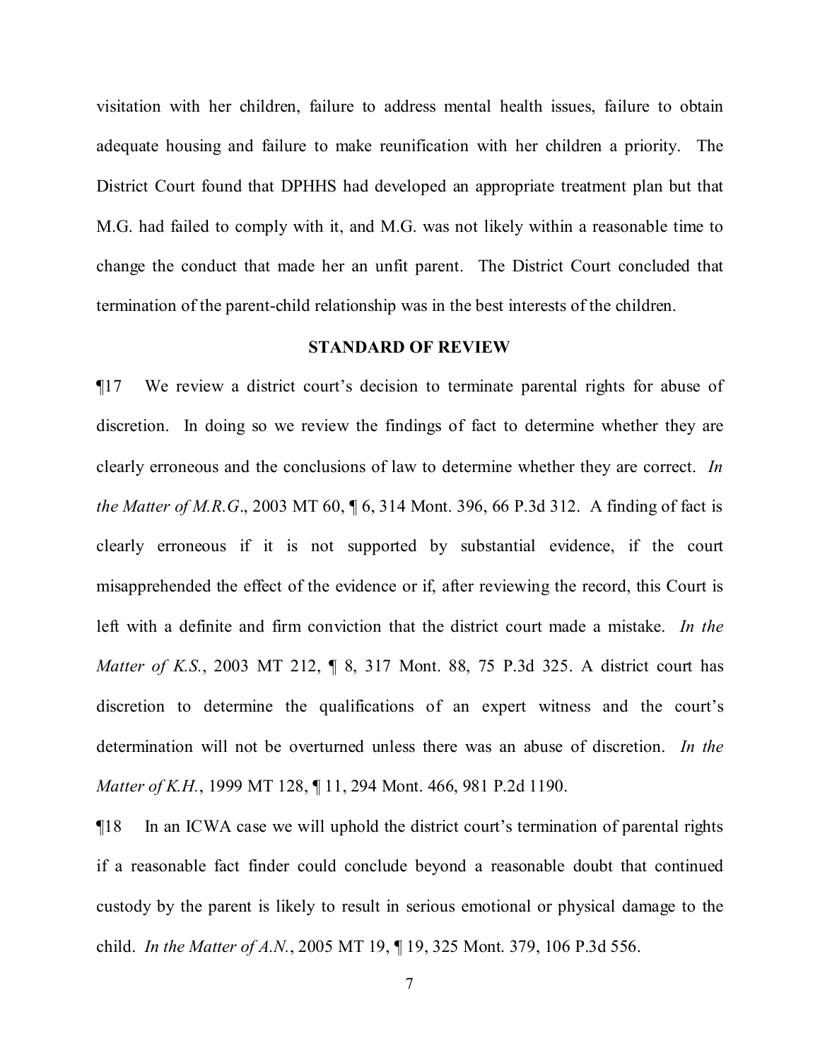visitation with her children, failure to address mental health issues, failure to obtain adequate housing and failure to make reunification with her children a priority. The District Court found that DPHHS had developed an appropriate treatment plan but that M.G. had failed to comply with it, and M.G. was not likely within a reasonable time to change the conduct that made her an unfit parent. The District Court concluded that termination of the parent-child relationship was in the best interests of the children.

## STANDARD OF REVIEW

¶17 We review a district court's decision to terminate parental rights for abuse of discretion. In doing so we review the findings of fact to determine whether they are clearly erroneous and the conclusions of law to determine whether they are correct. *In the Matter of M.R.G*., 2003 MT 60, ¶ 6, 314 Mont. 396, 66 P.3d 312. A finding of fact is clearly erroneous if it is not supported by substantial evidence, if the court misapprehended the effect of the evidence or if, after reviewing the record, this Court is left with a definite and firm conviction that the district court made a mistake. *In the Matter of K.S.*, 2003 MT 212, ¶ 8, 317 Mont. 88, 75 P.3d 325. A district court has discretion to determine the qualifications of an expert witness and the court's determination will not be overturned unless there was an abuse of discretion. *In the Matter of K.H.*, 1999 MT 128, ¶ 11, 294 Mont. 466, 981 P.2d 1190.

¶18 In an ICWA case we will uphold the district court's termination of parental rights if a reasonable fact finder could conclude beyond a reasonable doubt that continued custody by the parent is likely to result in serious emotional or physical damage to the child. *In the Matter of A.N.*, 2005 MT 19, ¶ 19, 325 Mont. 379, 106 P.3d 556.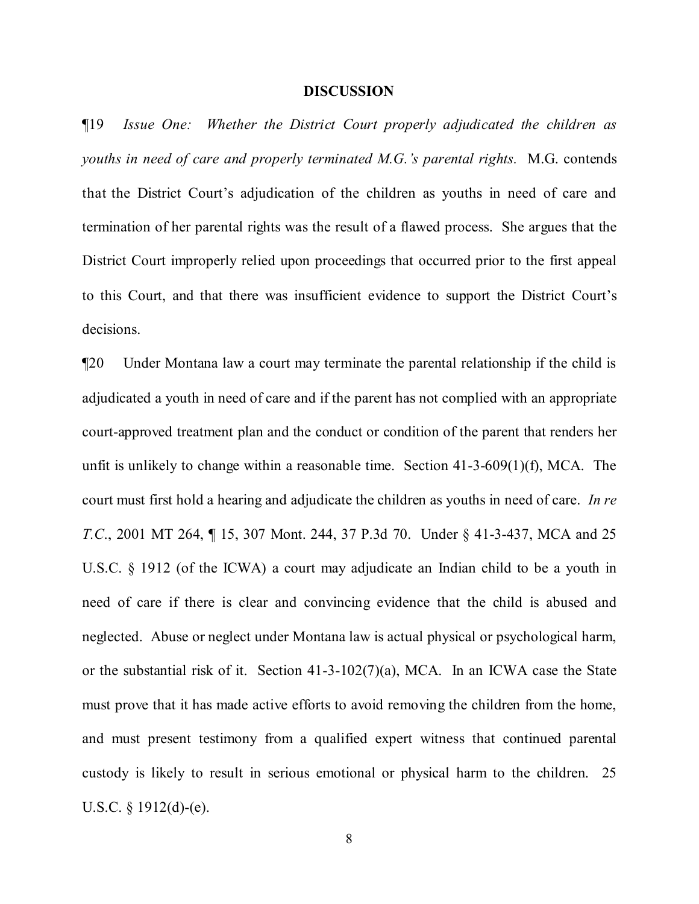**DISCUSSION**

¶19 *Issue One: Whether the District Court properly adjudicated the children as youths in need of care and properly terminated M.G.'s parental rights.* M.G. contends that the District Court's adjudication of the children as youths in need of care and termination of her parental rights was the result of a flawed process. She argues that the District Court improperly relied upon proceedings that occurred prior to the first appeal to this Court, and that there was insufficient evidence to support the District Court's decisions.

¶20 Under Montana law a court may terminate the parental relationship if the child is adjudicated a youth in need of care and if the parent has not complied with an appropriate court-approved treatment plan and the conduct or condition of the parent that renders her unfit is unlikely to change within a reasonable time. Section 41-3-609(1)(f), MCA. The court must first hold a hearing and adjudicate the children as youths in need of care. *In re T.C.*, 2001 MT 264, ¶ 15, 307 Mont. 244, 37 P.3d 70. Under § 41-3-437, MCA and 25 U.S.C. § 1912 (of the ICWA) a court may adjudicate an Indian child to be a youth in need of care if there is clear and convincing evidence that the child is abused and neglected. Abuse or neglect under Montana law is actual physical or psychological harm, or the substantial risk of it. Section 41-3-102(7)(a), MCA. In an ICWA case the State must prove that it has made active efforts to avoid removing the children from the home, and must present testimony from a qualified expert witness that continued parental custody is likely to result in serious emotional or physical harm to the children. 25 U.S.C. § 1912(d)-(e).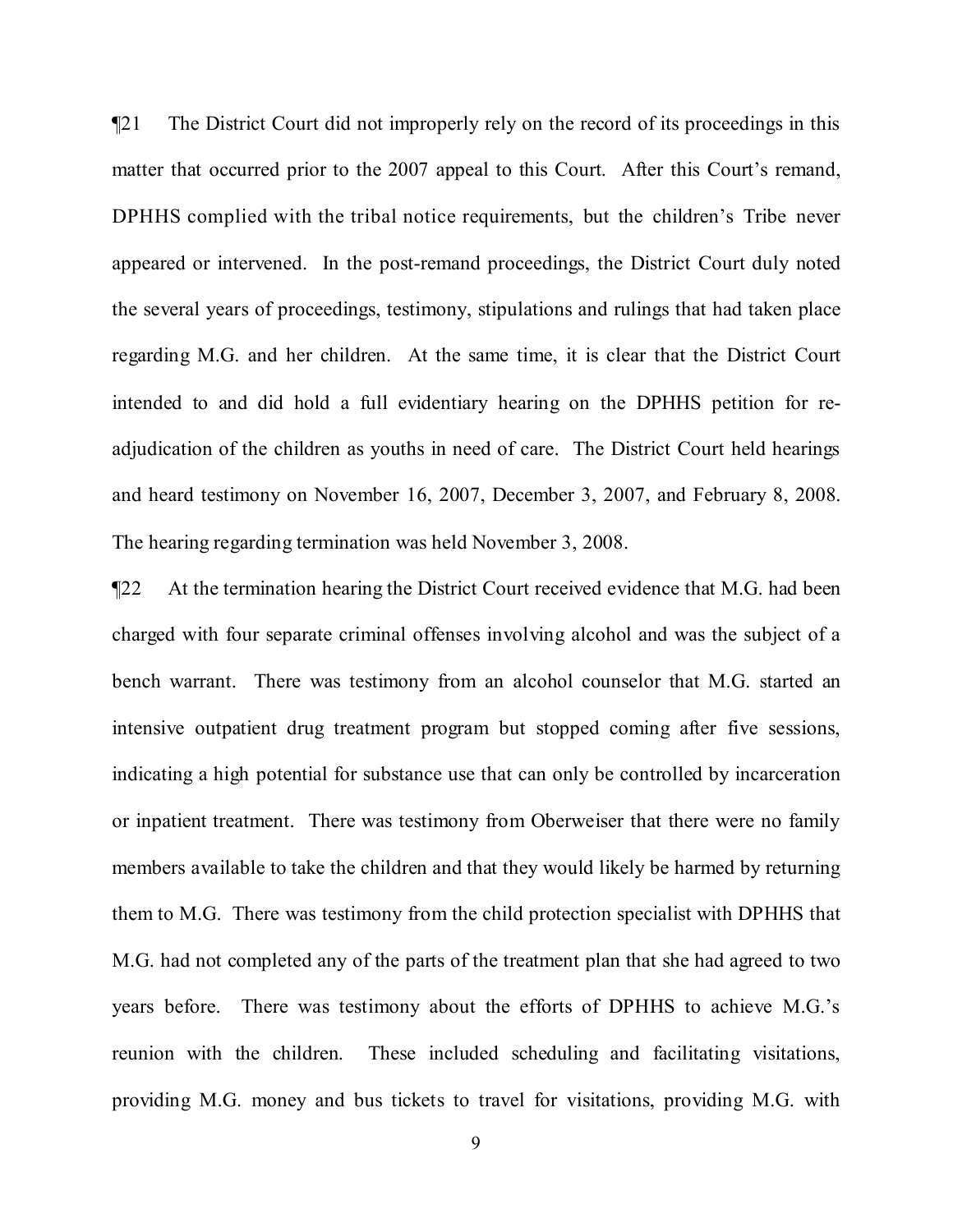¶21 The District Court did not improperly rely on the record of its proceedings in this matter that occurred prior to the 2007 appeal to this Court. After this Court's remand, DPHHS complied with the tribal notice requirements, but the children's Tribe never appeared or intervened. In the post-remand proceedings, the District Court duly noted the several years of proceedings, testimony, stipulations and rulings that had taken place regarding M.G. and her children. At the same time, it is clear that the District Court intended to and did hold a full evidentiary hearing on the DPHHS petition for re-adjudication of the children as youths in need of care. The District Court held hearings and heard testimony on November 16, 2007, December 3, 2007, and February 8, 2008. The hearing regarding termination was held November 3, 2008.

¶22 At the termination hearing the District Court received evidence that M.G. had been charged with four separate criminal offenses involving alcohol and was the subject of a bench warrant. There was testimony from an alcohol counselor that M.G. started an intensive outpatient drug treatment program but stopped coming after five sessions, indicating a high potential for substance use that can only be controlled by incarceration or inpatient treatment. There was testimony from Oberweiser that there were no family members available to take the children and that they would likely be harmed by returning them to M.G. There was testimony from the child protection specialist with DPHHS that M.G. had not completed any of the parts of the treatment plan that she had agreed to two years before. There was testimony about the efforts of DPHHS to achieve M.G.'s reunion with the children. These included scheduling and facilitating visitations, providing M.G. money and bus tickets to travel for visitations, providing M.G. with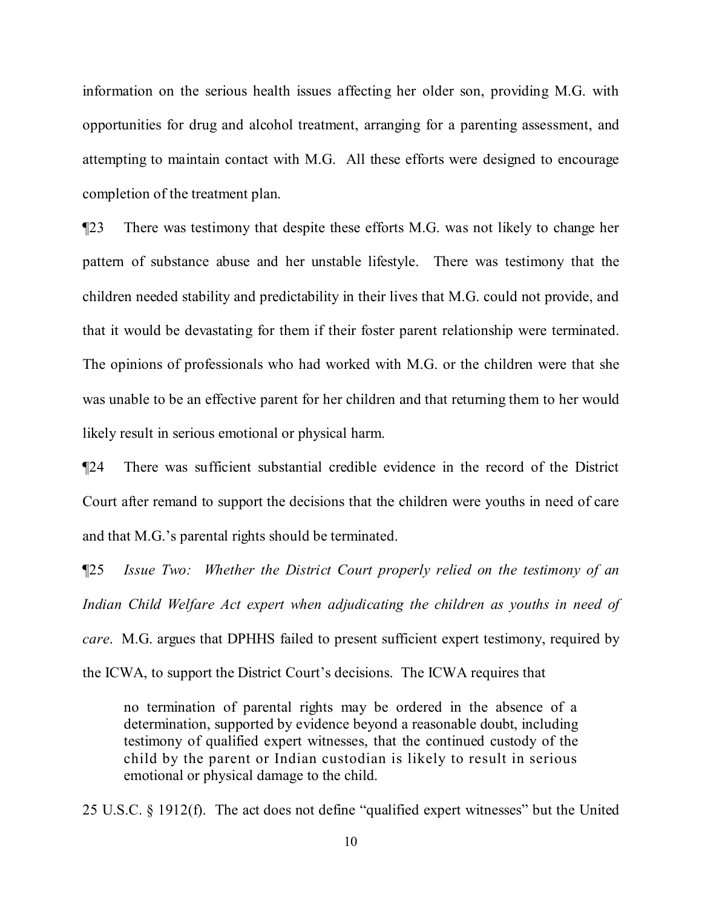information on the serious health issues affecting her older son, providing M.G. with opportunities for drug and alcohol treatment, arranging for a parenting assessment, and attempting to maintain contact with M.G. All these efforts were designed to encourage completion of the treatment plan.

¶23 There was testimony that despite these efforts M.G. was not likely to change her pattern of substance abuse and her unstable lifestyle. There was testimony that the children needed stability and predictability in their lives that M.G. could not provide, and that it would be devastating for them if their foster parent relationship were terminated. The opinions of professionals who had worked with M.G. or the children were that she was unable to be an effective parent for her children and that returning them to her would likely result in serious emotional or physical harm.

¶24 There was sufficient substantial credible evidence in the record of the District Court after remand to support the decisions that the children were youths in need of care and that M.G.'s parental rights should be terminated.

¶25 *Issue Two: Whether the District Court properly relied on the testimony of an Indian Child Welfare Act expert when adjudicating the children as youths in need of care*. M.G. argues that DPHHS failed to present sufficient expert testimony, required by the ICWA, to support the District Court's decisions. The ICWA requires that

> no termination of parental rights may be ordered in the absence of a determination, supported by evidence beyond a reasonable doubt, including testimony of qualified expert witnesses, that the continued custody of the child by the parent or Indian custodian is likely to result in serious emotional or physical damage to the child.

25 U.S.C. § 1912(f). The act does not define "qualified expert witnesses" but the United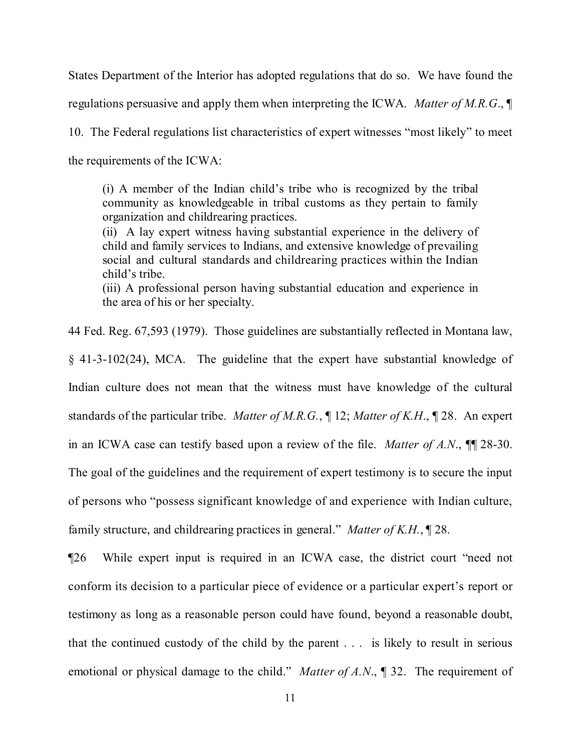States Department of the Interior has adopted regulations that do so. We have found the regulations persuasive and apply them when interpreting the ICWA. *Matter of M.R.G*., ¶ 10. The Federal regulations list characteristics of expert witnesses "most likely" to meet the requirements of the ICWA:

> (i) A member of the Indian child's tribe who is recognized by the tribal community as knowledgeable in tribal customs as they pertain to family organization and childrearing practices.
> (ii) A lay expert witness having substantial experience in the delivery of child and family services to Indians, and extensive knowledge of prevailing social and cultural standards and childrearing practices within the Indian child's tribe.
> (iii) A professional person having substantial education and experience in the area of his or her specialty.

44 Fed. Reg. 67,593 (1979). Those guidelines are substantially reflected in Montana law, § 41-3-102(24), MCA. The guideline that the expert have substantial knowledge of Indian culture does not mean that the witness must have knowledge of the cultural standards of the particular tribe. *Matter of M.R.G.*, ¶ 12; *Matter of K.H*., ¶ 28. An expert in an ICWA case can testify based upon a review of the file. *Matter of A.N*., ¶¶ 28-30. The goal of the guidelines and the requirement of expert testimony is to secure the input of persons who "possess significant knowledge of and experience with Indian culture, family structure, and childrearing practices in general." *Matter of K.H.*, ¶ 28.

¶26 While expert input is required in an ICWA case, the district court "need not conform its decision to a particular piece of evidence or a particular expert's report or testimony as long as a reasonable person could have found, beyond a reasonable doubt, that the continued custody of the child by the parent . . . is likely to result in serious emotional or physical damage to the child." *Matter of A.N*., ¶ 32. The requirement of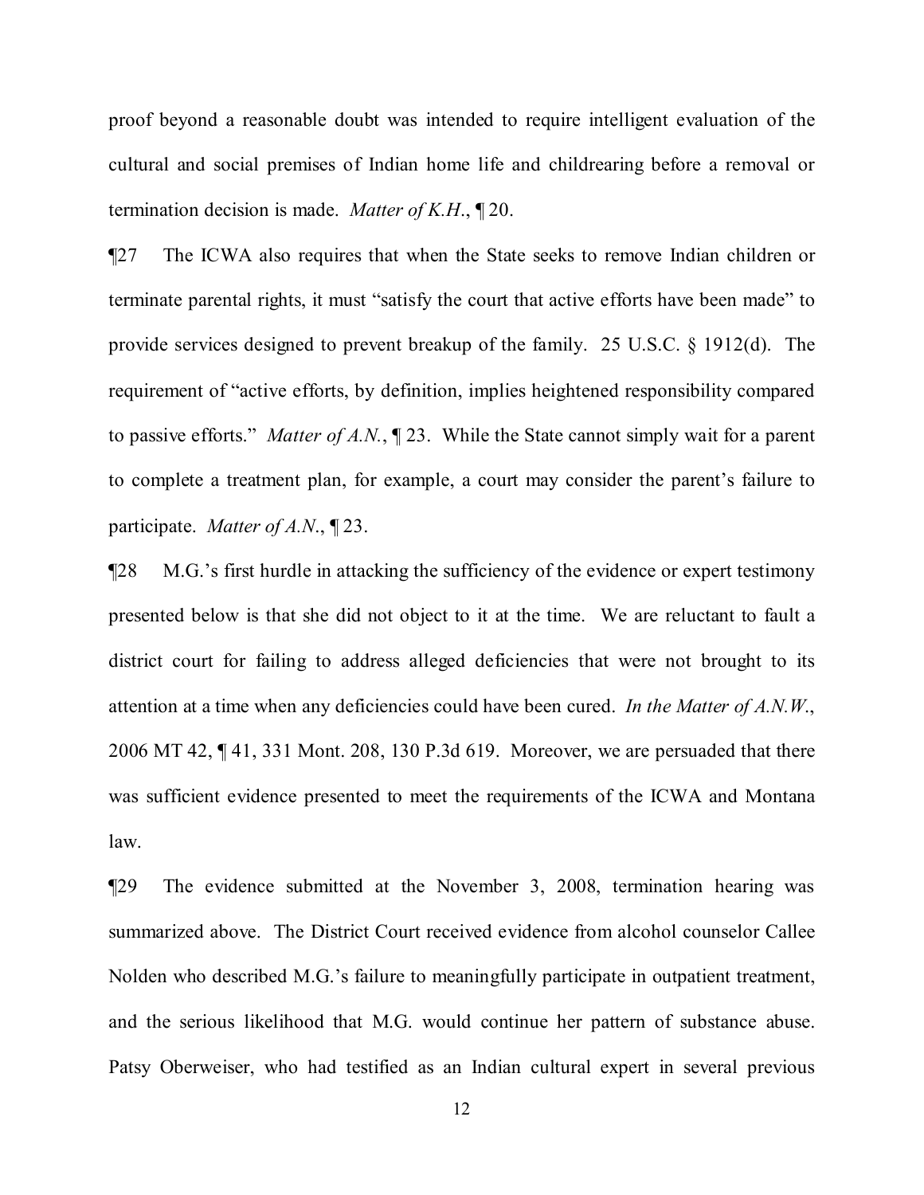proof beyond a reasonable doubt was intended to require intelligent evaluation of the cultural and social premises of Indian home life and childrearing before a removal or termination decision is made. *Matter of K.H.*, ¶ 20.

¶27 The ICWA also requires that when the State seeks to remove Indian children or terminate parental rights, it must "satisfy the court that active efforts have been made" to provide services designed to prevent breakup of the family. 25 U.S.C. § 1912(d). The requirement of "active efforts, by definition, implies heightened responsibility compared to passive efforts." *Matter of A.N.*, ¶ 23. While the State cannot simply wait for a parent to complete a treatment plan, for example, a court may consider the parent's failure to participate. *Matter of A.N.*, ¶ 23.

¶28 M.G.'s first hurdle in attacking the sufficiency of the evidence or expert testimony presented below is that she did not object to it at the time. We are reluctant to fault a district court for failing to address alleged deficiencies that were not brought to its attention at a time when any deficiencies could have been cured. *In the Matter of A.N.W.*, 2006 MT 42, ¶ 41, 331 Mont. 208, 130 P.3d 619. Moreover, we are persuaded that there was sufficient evidence presented to meet the requirements of the ICWA and Montana law.

¶29 The evidence submitted at the November 3, 2008, termination hearing was summarized above. The District Court received evidence from alcohol counselor Callee Nolden who described M.G.'s failure to meaningfully participate in outpatient treatment, and the serious likelihood that M.G. would continue her pattern of substance abuse. Patsy Oberweiser, who had testified as an Indian cultural expert in several previous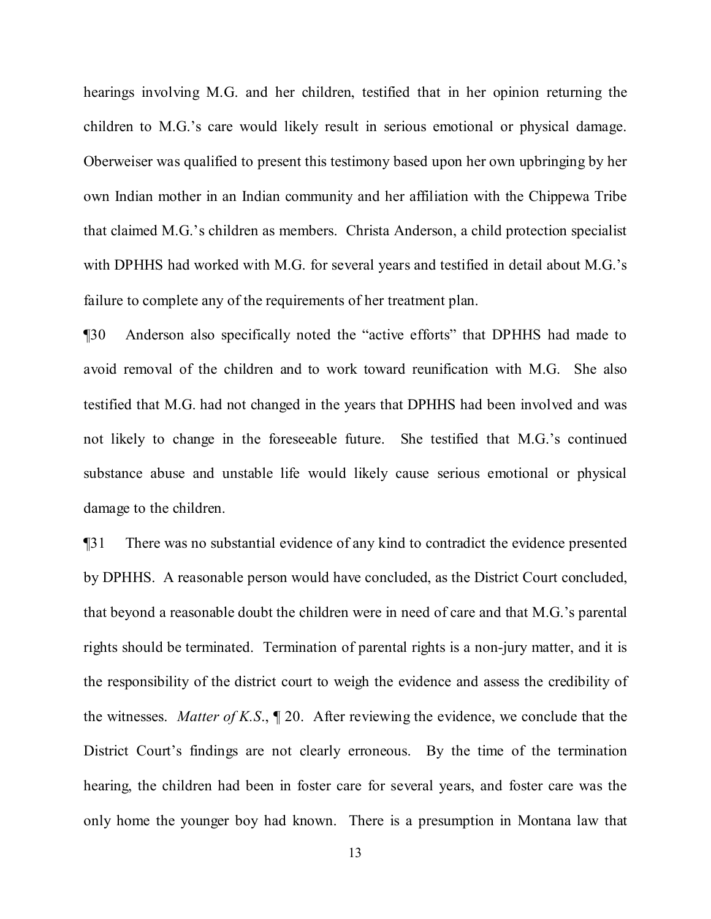hearings involving M.G. and her children, testified that in her opinion returning the children to M.G.'s care would likely result in serious emotional or physical damage. Oberweiser was qualified to present this testimony based upon her own upbringing by her own Indian mother in an Indian community and her affiliation with the Chippewa Tribe that claimed M.G.'s children as members. Christa Anderson, a child protection specialist with DPHHS had worked with M.G. for several years and testified in detail about M.G.'s failure to complete any of the requirements of her treatment plan.

¶30 Anderson also specifically noted the "active efforts" that DPHHS had made to avoid removal of the children and to work toward reunification with M.G. She also testified that M.G. had not changed in the years that DPHHS had been involved and was not likely to change in the foreseeable future. She testified that M.G.'s continued substance abuse and unstable life would likely cause serious emotional or physical damage to the children.

¶31 There was no substantial evidence of any kind to contradict the evidence presented by DPHHS. A reasonable person would have concluded, as the District Court concluded, that beyond a reasonable doubt the children were in need of care and that M.G.'s parental rights should be terminated. Termination of parental rights is a non-jury matter, and it is the responsibility of the district court to weigh the evidence and assess the credibility of the witnesses. *Matter of K.S.*, ¶ 20. After reviewing the evidence, we conclude that the District Court's findings are not clearly erroneous. By the time of the termination hearing, the children had been in foster care for several years, and foster care was the only home the younger boy had known. There is a presumption in Montana law that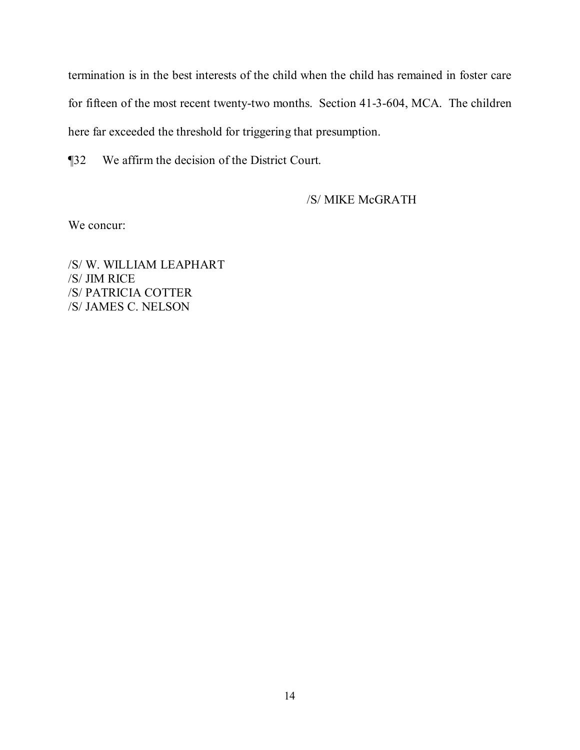termination is in the best interests of the child when the child has remained in foster care for fifteen of the most recent twenty-two months. Section 41-3-604, MCA. The children here far exceeded the threshold for triggering that presumption.

¶32 We affirm the decision of the District Court.

/S/ MIKE McGRATH

We concur:

/S/ W. WILLIAM LEAPHART
/S/ JIM RICE
/S/ PATRICIA COTTER
/S/ JAMES C. NELSON